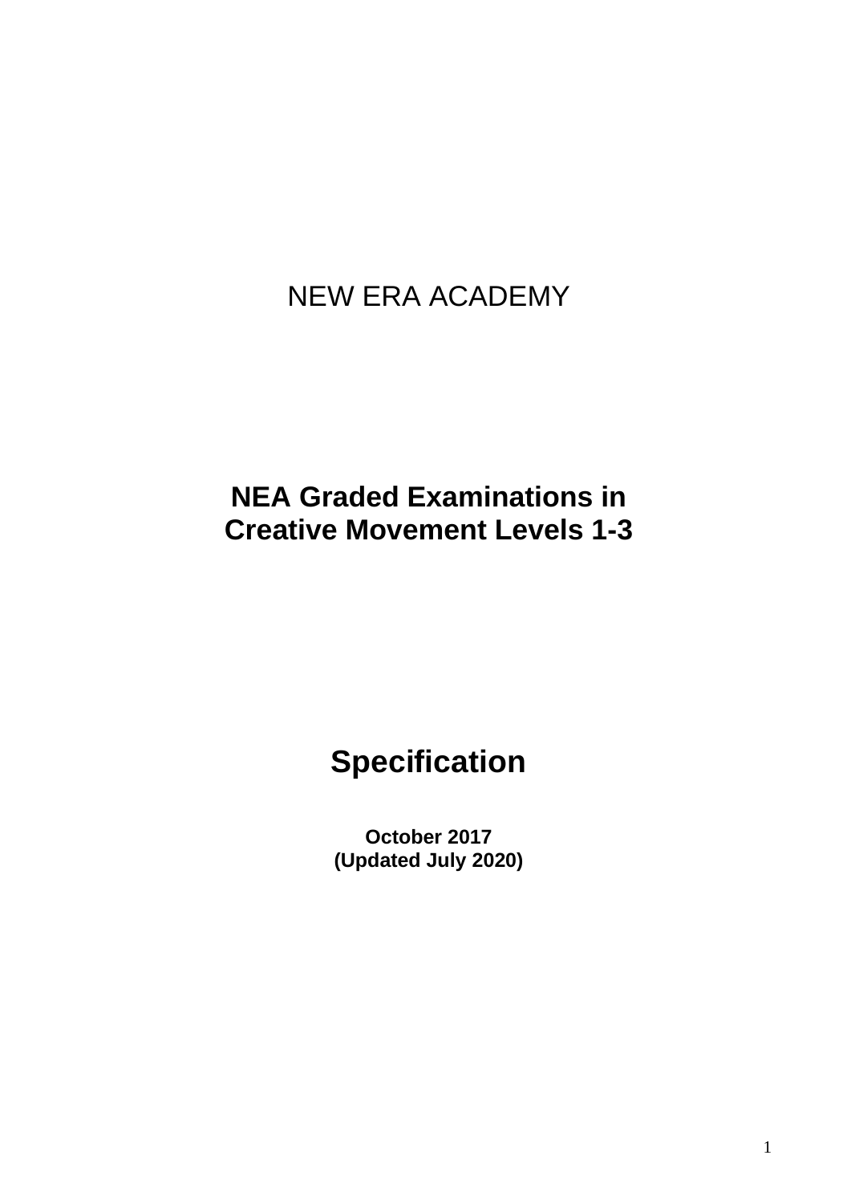NEW ERA ACADEMY

# NEA Graded Examinations in Creative Movement Levels 1-3

# Specification

**October 2017**
**(Updated July 2020)**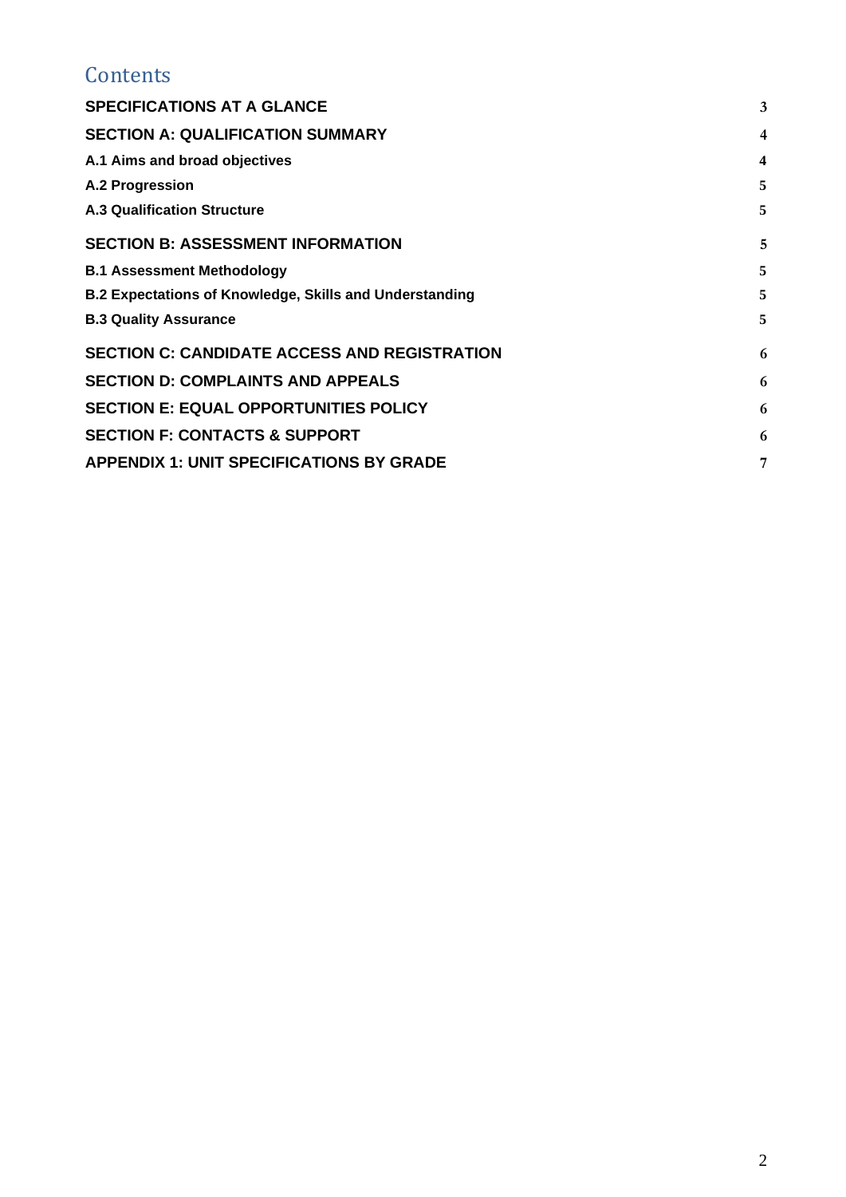# Contents

| | |
|---|---|
| **SPECIFICATIONS AT A GLANCE** | 3 |
| **SECTION A: QUALIFICATION SUMMARY** | 4 |
| **A.1 Aims and broad objectives** | 4 |
| **A.2 Progression** | 5 |
| **A.3 Qualification Structure** | 5 |
| **SECTION B: ASSESSMENT INFORMATION** | 5 |
| **B.1 Assessment Methodology** | 5 |
| **B.2 Expectations of Knowledge, Skills and Understanding** | 5 |
| **B.3 Quality Assurance** | 5 |
| **SECTION C: CANDIDATE ACCESS AND REGISTRATION** | 6 |
| **SECTION D: COMPLAINTS AND APPEALS** | 6 |
| **SECTION E: EQUAL OPPORTUNITIES POLICY** | 6 |
| **SECTION F: CONTACTS & SUPPORT** | 6 |
| **APPENDIX 1: UNIT SPECIFICATIONS BY GRADE** | 7 |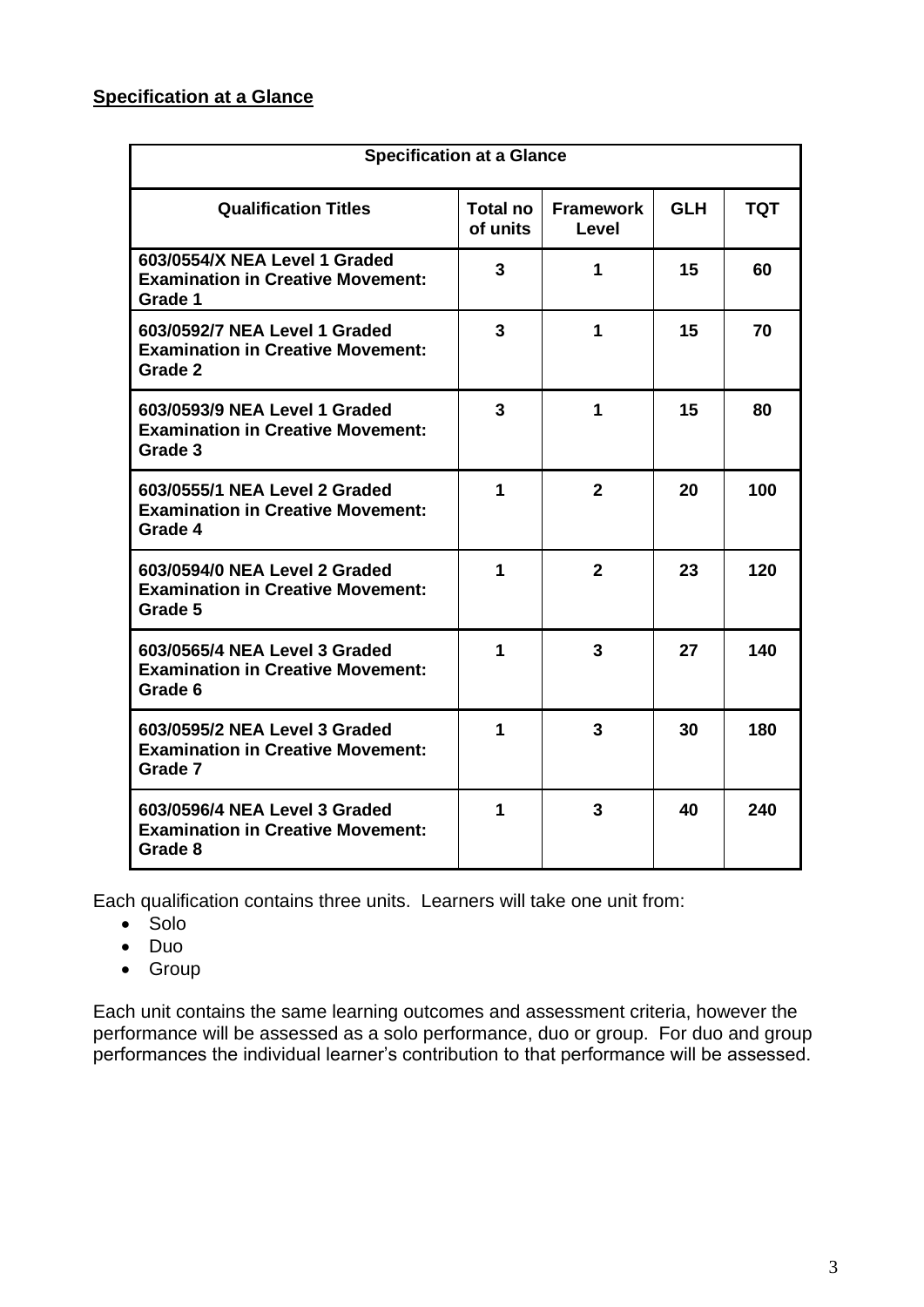## Specification at a Glance

| Specification at a Glance | | | | |
|---|---|---|---|---|
| **Qualification Titles** | **Total no of units** | **Framework Level** | **GLH** | **TQT** |
| **603/0554/X NEA Level 1 Graded Examination in Creative Movement: Grade 1** | **3** | **1** | **15** | **60** |
| **603/0592/7 NEA Level 1 Graded Examination in Creative Movement: Grade 2** | **3** | **1** | **15** | **70** |
| **603/0593/9 NEA Level 1 Graded Examination in Creative Movement: Grade 3** | **3** | **1** | **15** | **80** |
| **603/0555/1 NEA Level 2 Graded Examination in Creative Movement: Grade 4** | **1** | **2** | **20** | **100** |
| **603/0594/0 NEA Level 2 Graded Examination in Creative Movement: Grade 5** | **1** | **2** | **23** | **120** |
| **603/0565/4 NEA Level 3 Graded Examination in Creative Movement: Grade 6** | **1** | **3** | **27** | **140** |
| **603/0595/2 NEA Level 3 Graded Examination in Creative Movement: Grade 7** | **1** | **3** | **30** | **180** |
| **603/0596/4 NEA Level 3 Graded Examination in Creative Movement: Grade 8** | **1** | **3** | **40** | **240** |

Each qualification contains three units. Learners will take one unit from:

- Solo
- Duo
- Group

Each unit contains the same learning outcomes and assessment criteria, however the performance will be assessed as a solo performance, duo or group. For duo and group performances the individual learner's contribution to that performance will be assessed.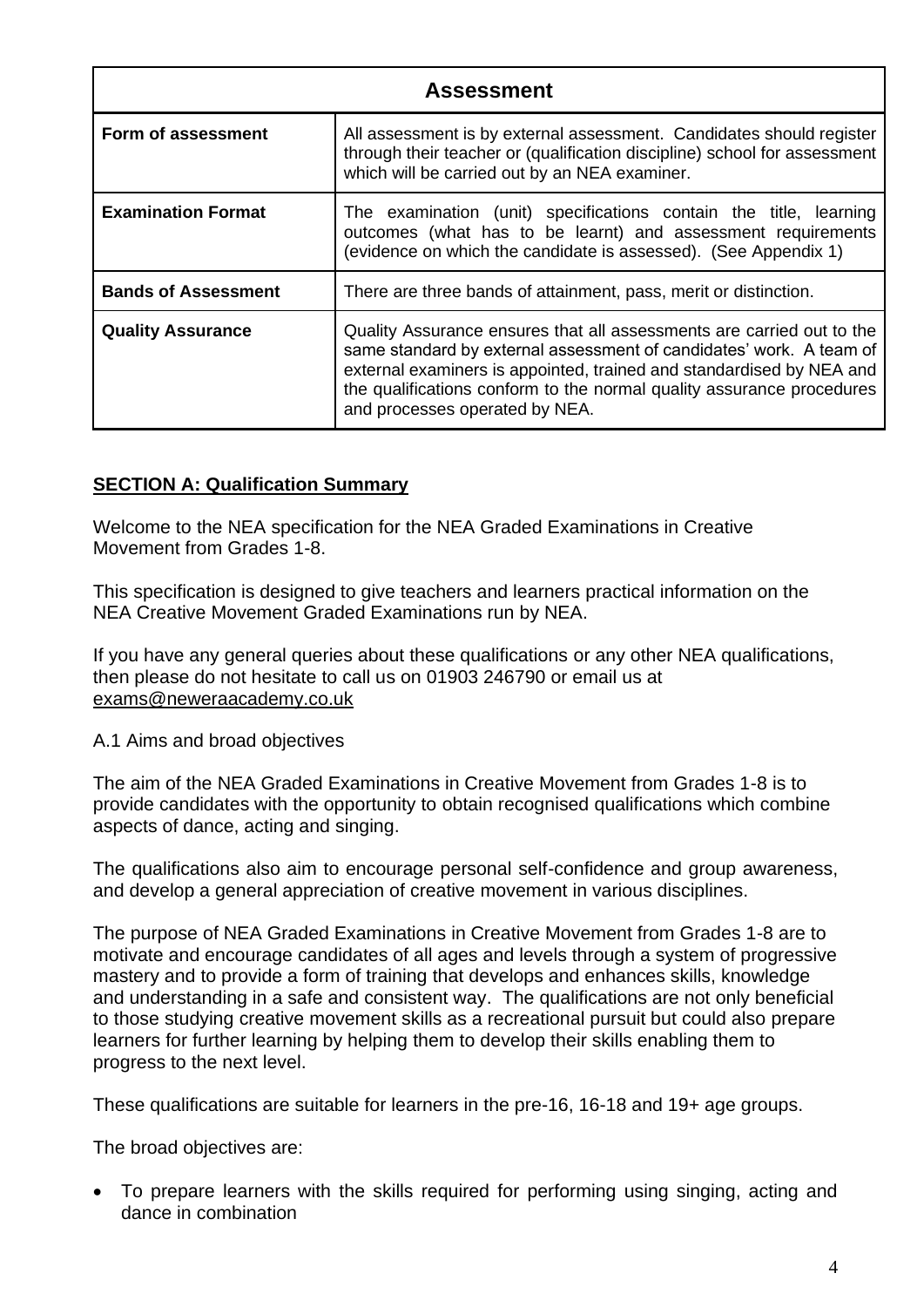| Assessment | |
|---|---|
| **Form of assessment** | All assessment is by external assessment. Candidates should register through their teacher or (qualification discipline) school for assessment which will be carried out by an NEA examiner. |
| **Examination Format** | The examination (unit) specifications contain the title, learning outcomes (what has to be learnt) and assessment requirements (evidence on which the candidate is assessed). (See Appendix 1) |
| **Bands of Assessment** | There are three bands of attainment, pass, merit or distinction. |
| **Quality Assurance** | Quality Assurance ensures that all assessments are carried out to the same standard by external assessment of candidates' work. A team of external examiners is appointed, trained and standardised by NEA and the qualifications conform to the normal quality assurance procedures and processes operated by NEA. |

## SECTION A: Qualification Summary

Welcome to the NEA specification for the NEA Graded Examinations in Creative Movement from Grades 1-8.

This specification is designed to give teachers and learners practical information on the NEA Creative Movement Graded Examinations run by NEA.

If you have any general queries about these qualifications or any other NEA qualifications, then please do not hesitate to call us on 01903 246790 or email us at exams@neweraacademy.co.uk

A.1 Aims and broad objectives

The aim of the NEA Graded Examinations in Creative Movement from Grades 1-8 is to provide candidates with the opportunity to obtain recognised qualifications which combine aspects of dance, acting and singing.

The qualifications also aim to encourage personal self-confidence and group awareness, and develop a general appreciation of creative movement in various disciplines.

The purpose of NEA Graded Examinations in Creative Movement from Grades 1-8 are to motivate and encourage candidates of all ages and levels through a system of progressive mastery and to provide a form of training that develops and enhances skills, knowledge and understanding in a safe and consistent way. The qualifications are not only beneficial to those studying creative movement skills as a recreational pursuit but could also prepare learners for further learning by helping them to develop their skills enabling them to progress to the next level.

These qualifications are suitable for learners in the pre-16, 16-18 and 19+ age groups.

The broad objectives are:

- To prepare learners with the skills required for performing using singing, acting and dance in combination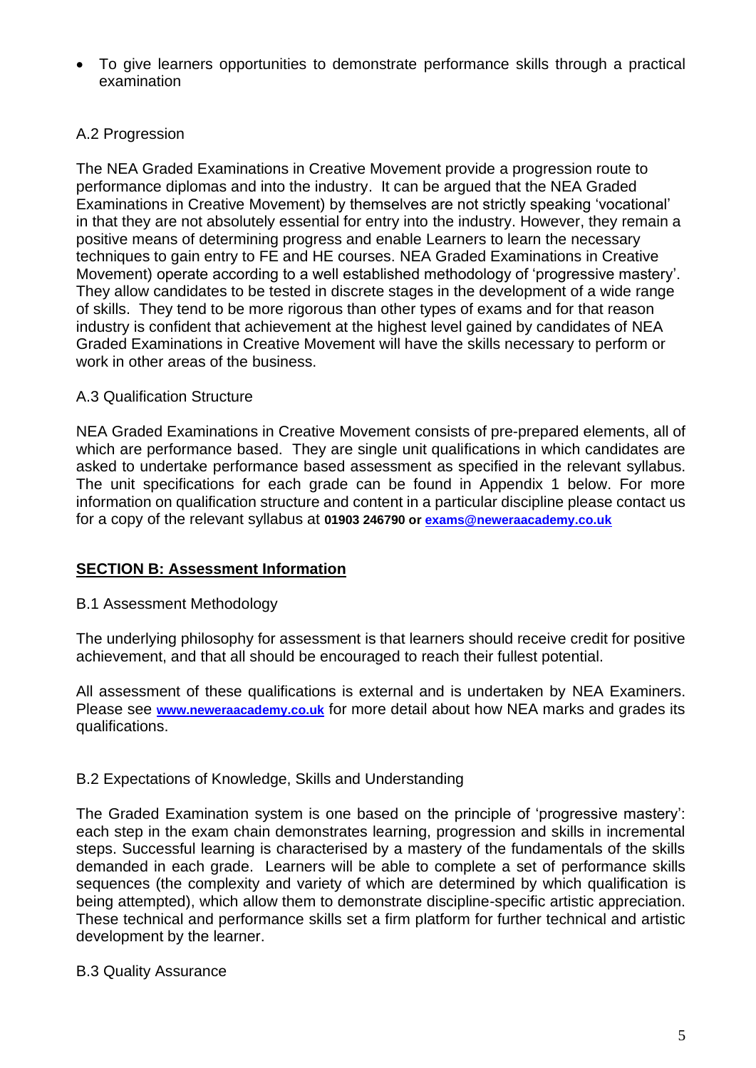- To give learners opportunities to demonstrate performance skills through a practical examination

A.2 Progression

The NEA Graded Examinations in Creative Movement provide a progression route to performance diplomas and into the industry. It can be argued that the NEA Graded Examinations in Creative Movement) by themselves are not strictly speaking 'vocational' in that they are not absolutely essential for entry into the industry. However, they remain a positive means of determining progress and enable Learners to learn the necessary techniques to gain entry to FE and HE courses. NEA Graded Examinations in Creative Movement) operate according to a well established methodology of 'progressive mastery'. They allow candidates to be tested in discrete stages in the development of a wide range of skills. They tend to be more rigorous than other types of exams and for that reason industry is confident that achievement at the highest level gained by candidates of NEA Graded Examinations in Creative Movement will have the skills necessary to perform or work in other areas of the business.

A.3 Qualification Structure

NEA Graded Examinations in Creative Movement consists of pre-prepared elements, all of which are performance based. They are single unit qualifications in which candidates are asked to undertake performance based assessment as specified in the relevant syllabus. The unit specifications for each grade can be found in Appendix 1 below. For more information on qualification structure and content in a particular discipline please contact us for a copy of the relevant syllabus at **01903 246790 or [exams@neweraacademy.co.uk](mailto:exams@neweraacademy.co.uk)**

## SECTION B: Assessment Information

B.1 Assessment Methodology

The underlying philosophy for assessment is that learners should receive credit for positive achievement, and that all should be encouraged to reach their fullest potential.

All assessment of these qualifications is external and is undertaken by NEA Examiners. Please see **[www.neweraacademy.co.uk](http://www.neweraacademy.co.uk)** for more detail about how NEA marks and grades its qualifications.

B.2 Expectations of Knowledge, Skills and Understanding

The Graded Examination system is one based on the principle of 'progressive mastery': each step in the exam chain demonstrates learning, progression and skills in incremental steps. Successful learning is characterised by a mastery of the fundamentals of the skills demanded in each grade. Learners will be able to complete a set of performance skills sequences (the complexity and variety of which are determined by which qualification is being attempted), which allow them to demonstrate discipline-specific artistic appreciation. These technical and performance skills set a firm platform for further technical and artistic development by the learner.

B.3 Quality Assurance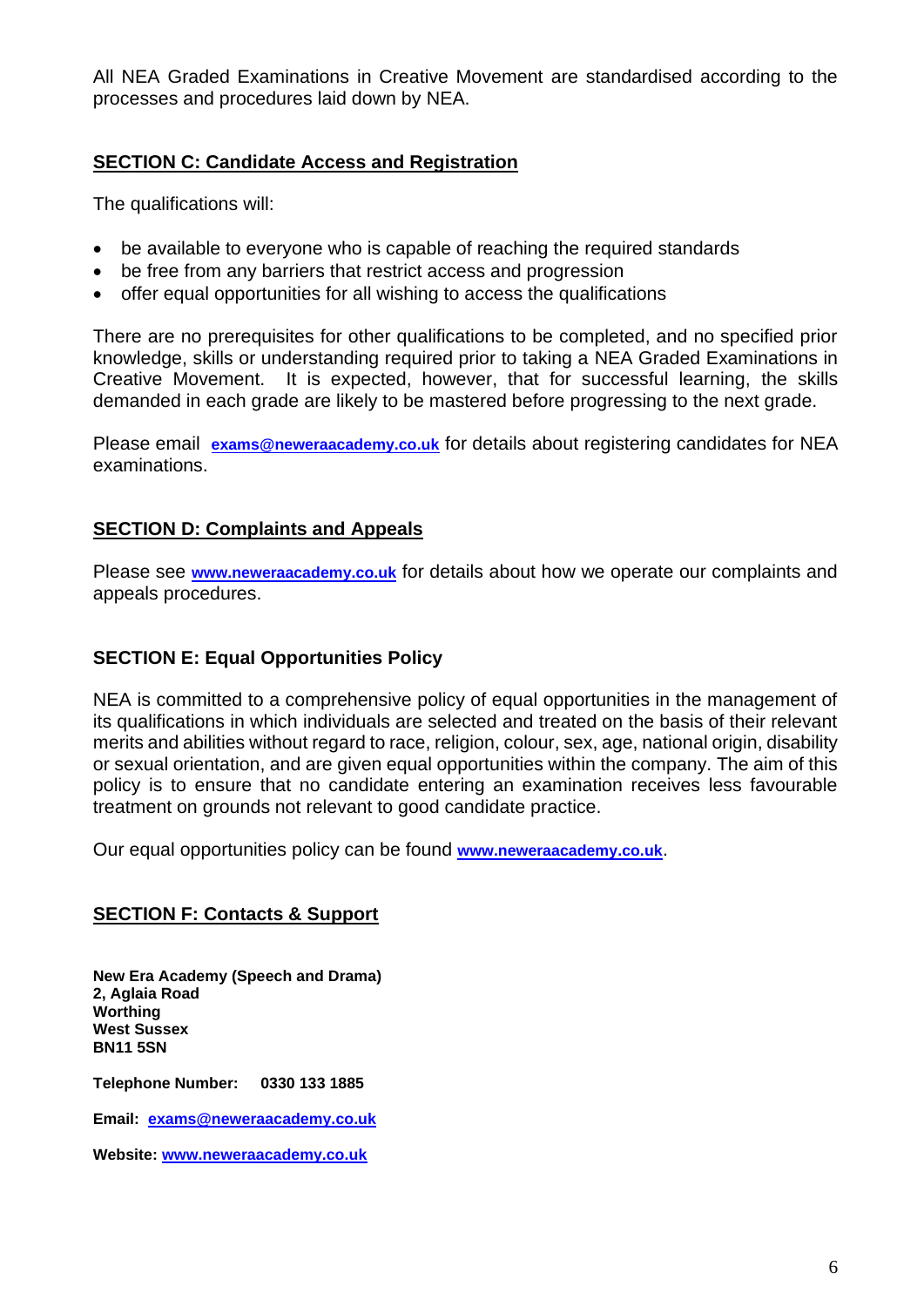All NEA Graded Examinations in Creative Movement are standardised according to the processes and procedures laid down by NEA.

## SECTION C: Candidate Access and Registration

The qualifications will:

- be available to everyone who is capable of reaching the required standards
- be free from any barriers that restrict access and progression
- offer equal opportunities for all wishing to access the qualifications

There are no prerequisites for other qualifications to be completed, and no specified prior knowledge, skills or understanding required prior to taking a NEA Graded Examinations in Creative Movement. It is expected, however, that for successful learning, the skills demanded in each grade are likely to be mastered before progressing to the next grade.

Please email **exams@neweraacademy.co.uk** for details about registering candidates for NEA examinations.

## SECTION D: Complaints and Appeals

Please see **www.neweraacademy.co.uk** for details about how we operate our complaints and appeals procedures.

## SECTION E: Equal Opportunities Policy

NEA is committed to a comprehensive policy of equal opportunities in the management of its qualifications in which individuals are selected and treated on the basis of their relevant merits and abilities without regard to race, religion, colour, sex, age, national origin, disability or sexual orientation, and are given equal opportunities within the company. The aim of this policy is to ensure that no candidate entering an examination receives less favourable treatment on grounds not relevant to good candidate practice.

Our equal opportunities policy can be found **www.neweraacademy.co.uk**.

## SECTION F: Contacts & Support

**New Era Academy (Speech and Drama)**
**2, Aglaia Road**
**Worthing**
**West Sussex**
**BN11 5SN**

**Telephone Number: 0330 133 1885**

**Email: exams@neweraacademy.co.uk**

**Website: www.neweraacademy.co.uk**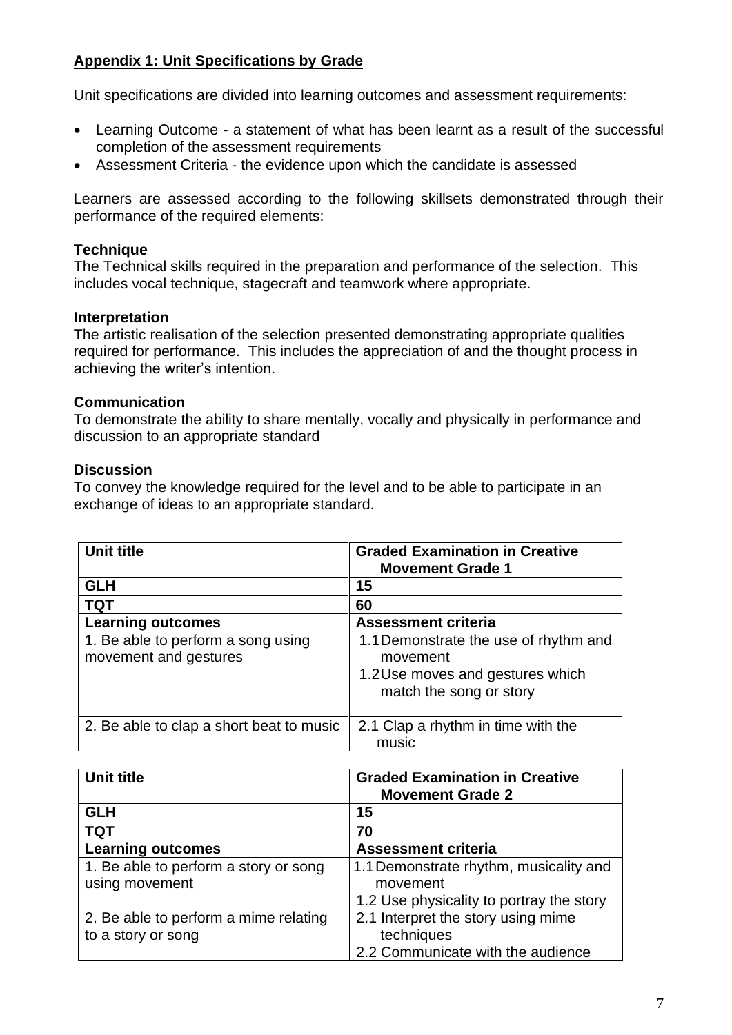## Appendix 1: Unit Specifications by Grade

Unit specifications are divided into learning outcomes and assessment requirements:

- Learning Outcome - a statement of what has been learnt as a result of the successful completion of the assessment requirements
- Assessment Criteria - the evidence upon which the candidate is assessed

Learners are assessed according to the following skillsets demonstrated through their performance of the required elements:

**Technique**
The Technical skills required in the preparation and performance of the selection. This includes vocal technique, stagecraft and teamwork where appropriate.

**Interpretation**
The artistic realisation of the selection presented demonstrating appropriate qualities required for performance. This includes the appreciation of and the thought process in achieving the writer's intention.

**Communication**
To demonstrate the ability to share mentally, vocally and physically in performance and discussion to an appropriate standard

**Discussion**
To convey the knowledge required for the level and to be able to participate in an exchange of ideas to an appropriate standard.

| **Unit title** | **Graded Examination in Creative Movement Grade 1** |
|---|---|
| **GLH** | **15** |
| **TQT** | **60** |
| **Learning outcomes** | **Assessment criteria** |
| 1. Be able to perform a song using movement and gestures | 1.1 Demonstrate the use of rhythm and movement<br>1.2 Use moves and gestures which match the song or story |
| 2. Be able to clap a short beat to music | 2.1 Clap a rhythm in time with the music |

| **Unit title** | **Graded Examination in Creative Movement Grade 2** |
|---|---|
| **GLH** | **15** |
| **TQT** | **70** |
| **Learning outcomes** | **Assessment criteria** |
| 1. Be able to perform a story or song using movement | 1.1 Demonstrate rhythm, musicality and movement<br>1.2 Use physicality to portray the story |
| 2. Be able to perform a mime relating to a story or song | 2.1 Interpret the story using mime techniques<br>2.2 Communicate with the audience |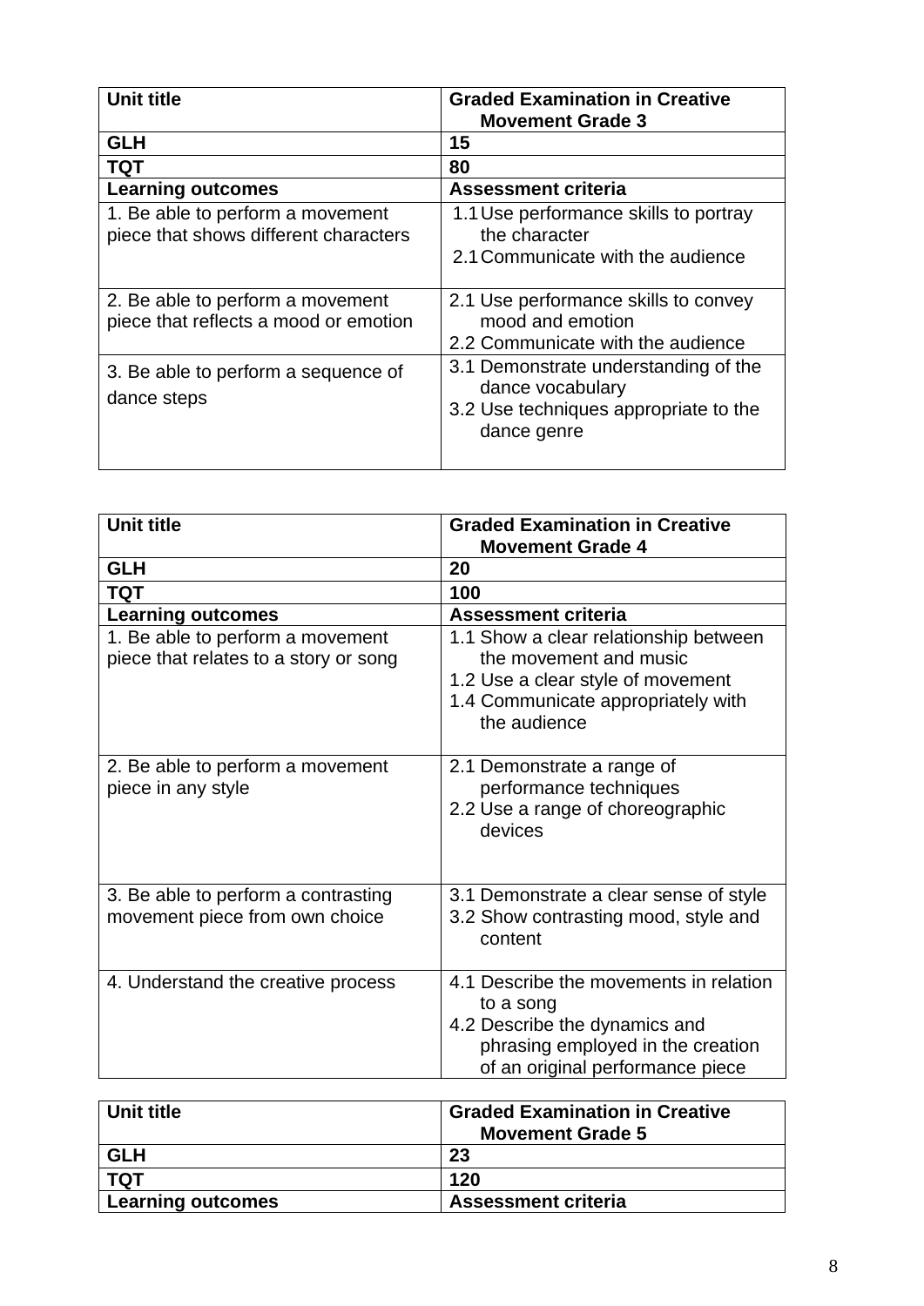| **Unit title** | **Graded Examination in Creative Movement Grade 3** |
|---|---|
| **GLH** | **15** |
| **TQT** | **80** |
| **Learning outcomes** | **Assessment criteria** |
| 1. Be able to perform a movement piece that shows different characters | 1.1 Use performance skills to portray the character<br>2.1 Communicate with the audience |
| 2. Be able to perform a movement piece that reflects a mood or emotion | 2.1 Use performance skills to convey mood and emotion<br>2.2 Communicate with the audience |
| 3. Be able to perform a sequence of dance steps | 3.1 Demonstrate understanding of the dance vocabulary<br>3.2 Use techniques appropriate to the dance genre |

| **Unit title** | **Graded Examination in Creative Movement Grade 4** |
|---|---|
| **GLH** | **20** |
| **TQT** | **100** |
| **Learning outcomes** | **Assessment criteria** |
| 1. Be able to perform a movement piece that relates to a story or song | 1.1 Show a clear relationship between the movement and music<br>1.2 Use a clear style of movement<br>1.4 Communicate appropriately with the audience |
| 2. Be able to perform a movement piece in any style | 2.1 Demonstrate a range of performance techniques<br>2.2 Use a range of choreographic devices |
| 3. Be able to perform a contrasting movement piece from own choice | 3.1 Demonstrate a clear sense of style<br>3.2 Show contrasting mood, style and content |
| 4. Understand the creative process | 4.1 Describe the movements in relation to a song<br>4.2 Describe the dynamics and phrasing employed in the creation of an original performance piece |

| **Unit title** | **Graded Examination in Creative Movement Grade 5** |
|---|---|
| **GLH** | **23** |
| **TQT** | **120** |
| **Learning outcomes** | **Assessment criteria** |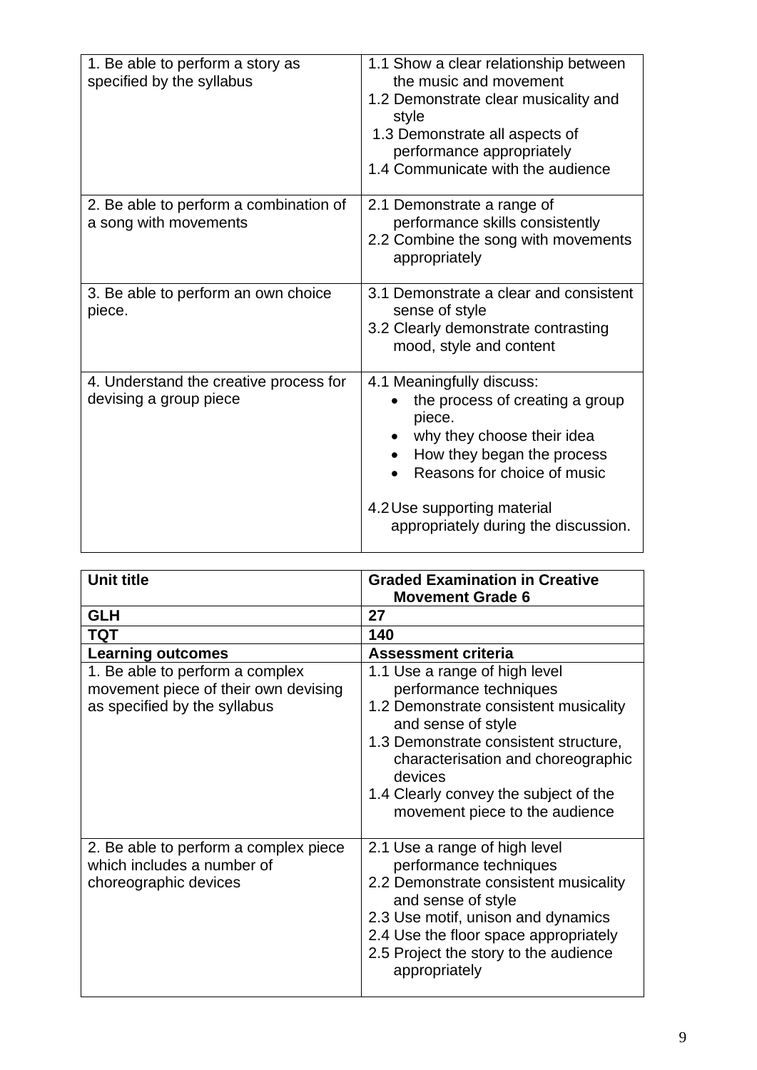| | |
|---|---|
| 1. Be able to perform a story as specified by the syllabus | 1.1 Show a clear relationship between the music and movement<br>1.2 Demonstrate clear musicality and style<br>1.3 Demonstrate all aspects of performance appropriately<br>1.4 Communicate with the audience |
| 2. Be able to perform a combination of a song with movements | 2.1 Demonstrate a range of performance skills consistently<br>2.2 Combine the song with movements appropriately |
| 3. Be able to perform an own choice piece. | 3.1 Demonstrate a clear and consistent sense of style<br>3.2 Clearly demonstrate contrasting mood, style and content |
| 4. Understand the creative process for devising a group piece | 4.1 Meaningfully discuss:<br>• the process of creating a group piece.<br>• why they choose their idea<br>• How they began the process<br>• Reasons for choice of music<br><br>4.2 Use supporting material appropriately during the discussion. |

| **Unit title** | **Graded Examination in Creative Movement Grade 6** |
|---|---|
| **GLH** | **27** |
| **TQT** | **140** |
| **Learning outcomes** | **Assessment criteria** |
| 1. Be able to perform a complex movement piece of their own devising as specified by the syllabus | 1.1 Use a range of high level performance techniques<br>1.2 Demonstrate consistent musicality and sense of style<br>1.3 Demonstrate consistent structure, characterisation and choreographic devices<br>1.4 Clearly convey the subject of the movement piece to the audience |
| 2. Be able to perform a complex piece which includes a number of choreographic devices | 2.1 Use a range of high level performance techniques<br>2.2 Demonstrate consistent musicality and sense of style<br>2.3 Use motif, unison and dynamics<br>2.4 Use the floor space appropriately<br>2.5 Project the story to the audience appropriately |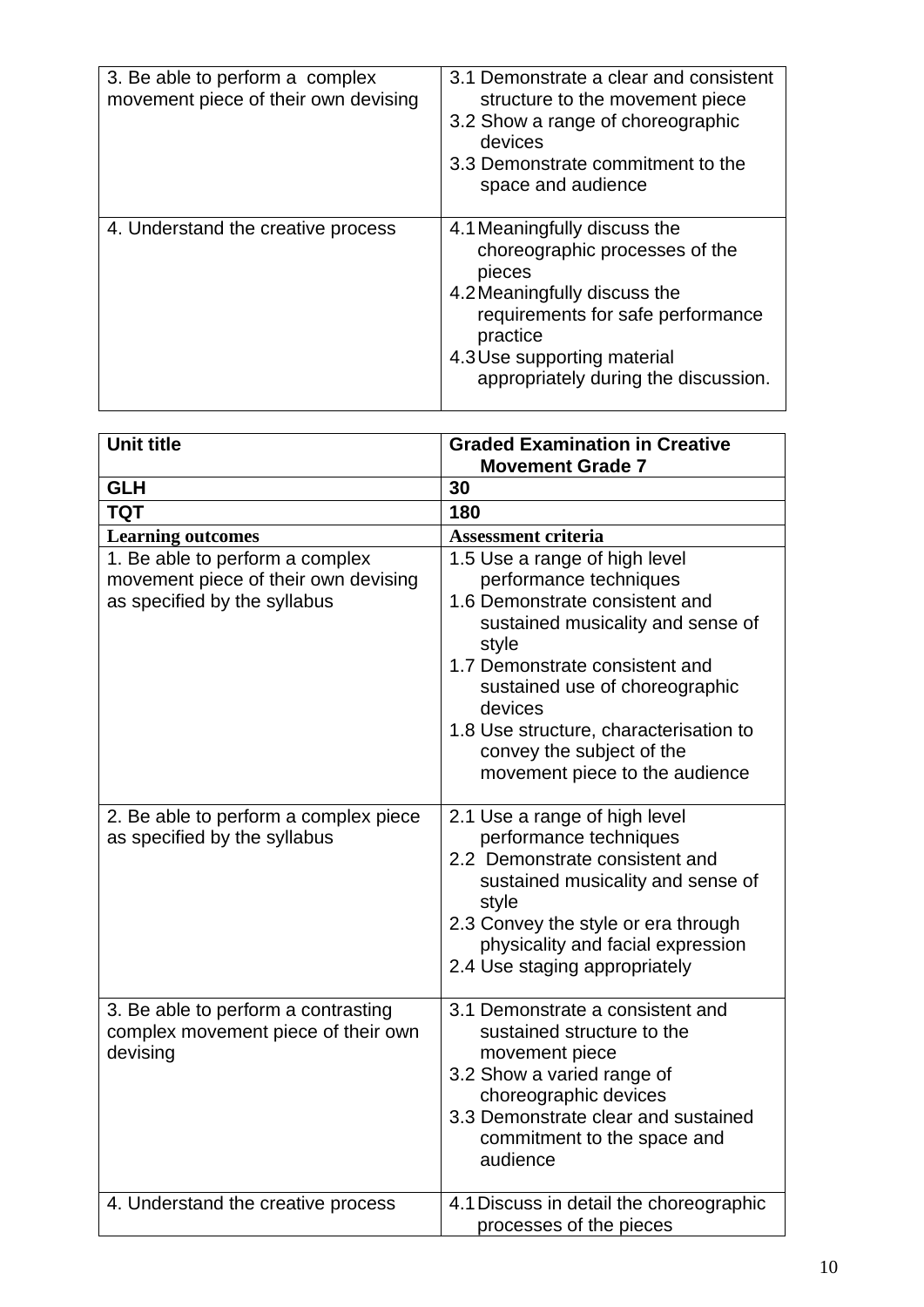| | |
|---|---|
| 3. Be able to perform a complex movement piece of their own devising | 3.1 Demonstrate a clear and consistent structure to the movement piece<br>3.2 Show a range of choreographic devices<br>3.3 Demonstrate commitment to the space and audience |
| 4. Understand the creative process | 4.1 Meaningfully discuss the choreographic processes of the pieces<br>4.2 Meaningfully discuss the requirements for safe performance practice<br>4.3 Use supporting material appropriately during the discussion. |

| **Unit title** | **Graded Examination in Creative Movement Grade 7** |
|---|---|
| **GLH** | **30** |
| **TQT** | **180** |
| **Learning outcomes** | **Assessment criteria** |
| 1. Be able to perform a complex movement piece of their own devising as specified by the syllabus | 1.5 Use a range of high level performance techniques<br>1.6 Demonstrate consistent and sustained musicality and sense of style<br>1.7 Demonstrate consistent and sustained use of choreographic devices<br>1.8 Use structure, characterisation to convey the subject of the movement piece to the audience |
| 2. Be able to perform a complex piece as specified by the syllabus | 2.1 Use a range of high level performance techniques<br>2.2 Demonstrate consistent and sustained musicality and sense of style<br>2.3 Convey the style or era through physicality and facial expression<br>2.4 Use staging appropriately |
| 3. Be able to perform a contrasting complex movement piece of their own devising | 3.1 Demonstrate a consistent and sustained structure to the movement piece<br>3.2 Show a varied range of choreographic devices<br>3.3 Demonstrate clear and sustained commitment to the space and audience |
| 4. Understand the creative process | 4.1 Discuss in detail the choreographic processes of the pieces |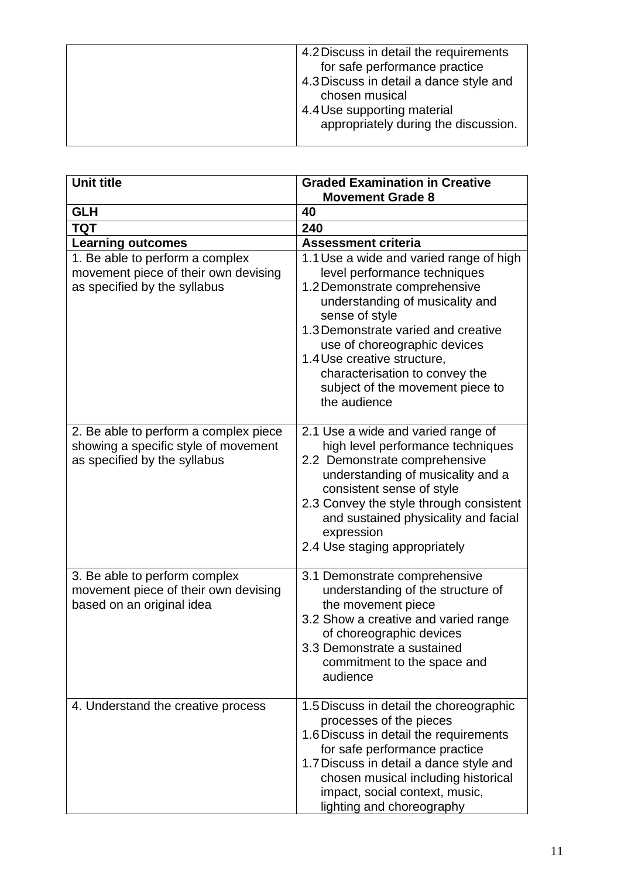|  | 4.2 Discuss in detail the requirements for safe performance practice<br>4.3 Discuss in detail a dance style and chosen musical<br>4.4 Use supporting material appropriately during the discussion. |
|---|---|

| **Unit title** | **Graded Examination in Creative Movement Grade 8** |
|---|---|
| **GLH** | **40** |
| **TQT** | **240** |
| **Learning outcomes** | **Assessment criteria** |
| 1. Be able to perform a complex movement piece of their own devising as specified by the syllabus | 1.1 Use a wide and varied range of high level performance techniques<br>1.2 Demonstrate comprehensive understanding of musicality and sense of style<br>1.3 Demonstrate varied and creative use of choreographic devices<br>1.4 Use creative structure, characterisation to convey the subject of the movement piece to the audience |
| 2. Be able to perform a complex piece showing a specific style of movement as specified by the syllabus | 2.1 Use a wide and varied range of high level performance techniques<br>2.2 Demonstrate comprehensive understanding of musicality and a consistent sense of style<br>2.3 Convey the style through consistent and sustained physicality and facial expression<br>2.4 Use staging appropriately |
| 3. Be able to perform complex movement piece of their own devising based on an original idea | 3.1 Demonstrate comprehensive understanding of the structure of the movement piece<br>3.2 Show a creative and varied range of choreographic devices<br>3.3 Demonstrate a sustained commitment to the space and audience |
| 4. Understand the creative process | 1.5 Discuss in detail the choreographic processes of the pieces<br>1.6 Discuss in detail the requirements for safe performance practice<br>1.7 Discuss in detail a dance style and chosen musical including historical impact, social context, music, lighting and choreography |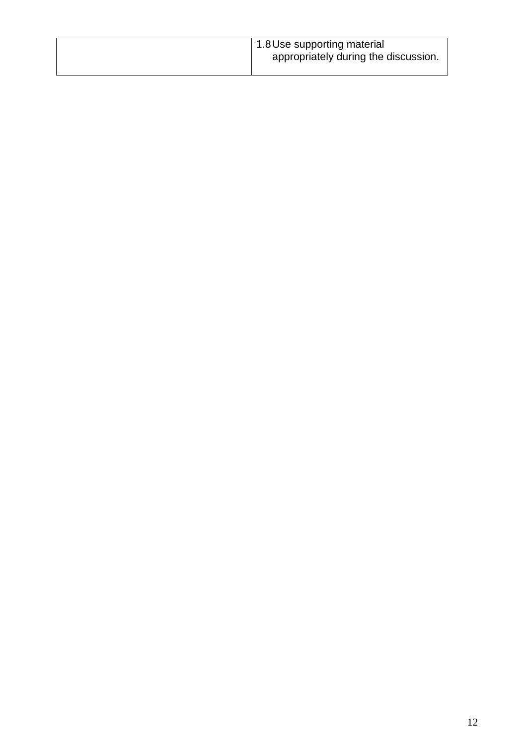| | |
|---|---|
| | 1.8 Use supporting material appropriately during the discussion. |